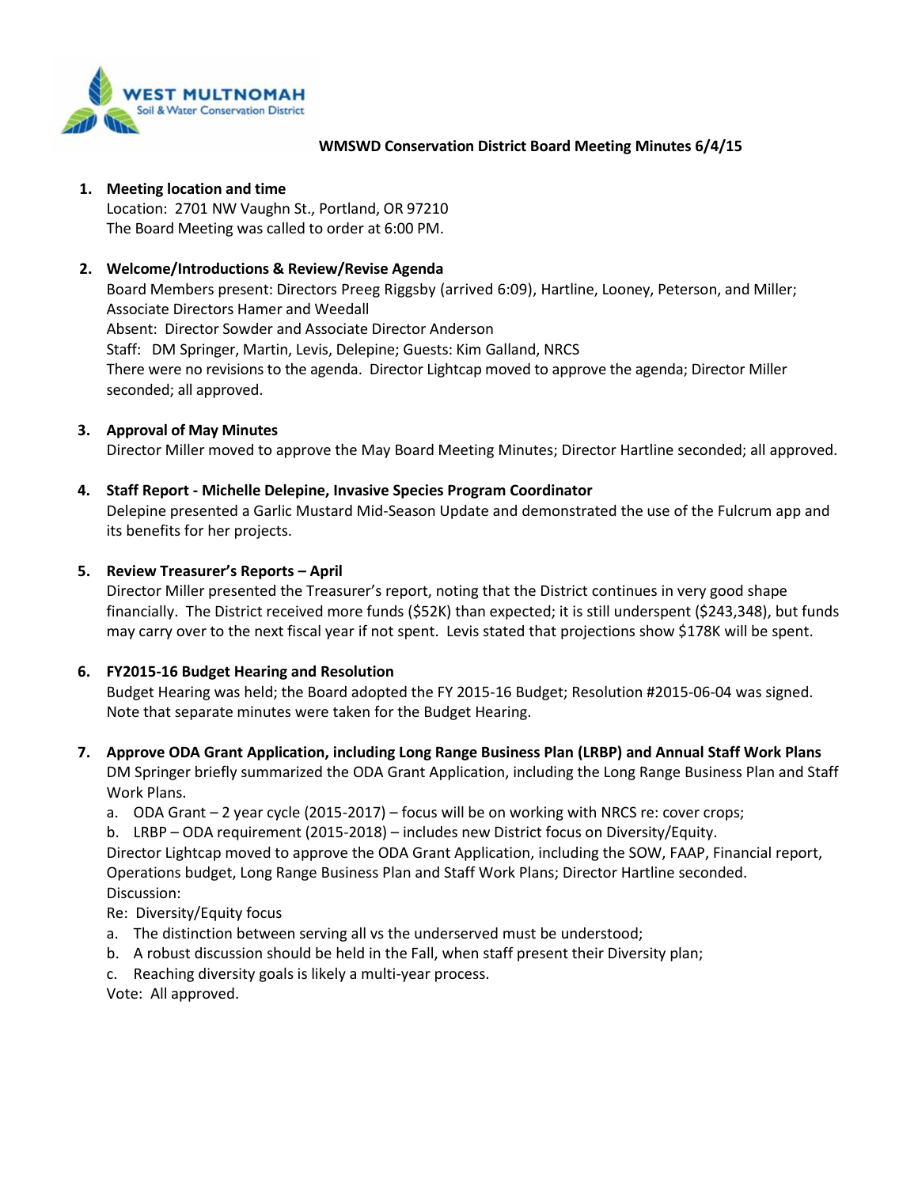WEST MULTNOMAH
Soil & Water Conservation District

**WMSWD Conservation District Board Meeting Minutes 6/4/15**

1. **Meeting location and time**
   Location: 2701 NW Vaughn St., Portland, OR 97210
   The Board Meeting was called to order at 6:00 PM.

2. **Welcome/Introductions & Review/Revise Agenda**
   Board Members present: Directors Preeg Riggsby (arrived 6:09), Hartline, Looney, Peterson, and Miller; Associate Directors Hamer and Weedall
   Absent: Director Sowder and Associate Director Anderson
   Staff: DM Springer, Martin, Levis, Delepine; Guests: Kim Galland, NRCS
   There were no revisions to the agenda. Director Lightcap moved to approve the agenda; Director Miller seconded; all approved.

3. **Approval of May Minutes**
   Director Miller moved to approve the May Board Meeting Minutes; Director Hartline seconded; all approved.

4. **Staff Report - Michelle Delepine, Invasive Species Program Coordinator**
   Delepine presented a Garlic Mustard Mid-Season Update and demonstrated the use of the Fulcrum app and its benefits for her projects.

5. **Review Treasurer's Reports – April**
   Director Miller presented the Treasurer's report, noting that the District continues in very good shape financially. The District received more funds ($52K) than expected; it is still underspent ($243,348), but funds may carry over to the next fiscal year if not spent. Levis stated that projections show $178K will be spent.

6. **FY2015-16 Budget Hearing and Resolution**
   Budget Hearing was held; the Board adopted the FY 2015-16 Budget; Resolution #2015-06-04 was signed. Note that separate minutes were taken for the Budget Hearing.

7. **Approve ODA Grant Application, including Long Range Business Plan (LRBP) and Annual Staff Work Plans**
   DM Springer briefly summarized the ODA Grant Application, including the Long Range Business Plan and Staff Work Plans.
   a. ODA Grant – 2 year cycle (2015-2017) – focus will be on working with NRCS re: cover crops;
   b. LRBP – ODA requirement (2015-2018) – includes new District focus on Diversity/Equity.

   Director Lightcap moved to approve the ODA Grant Application, including the SOW, FAAP, Financial report, Operations budget, Long Range Business Plan and Staff Work Plans; Director Hartline seconded.
   Discussion:
   Re: Diversity/Equity focus
   a. The distinction between serving all vs the underserved must be understood;
   b. A robust discussion should be held in the Fall, when staff present their Diversity plan;
   c. Reaching diversity goals is likely a multi-year process.

   Vote: All approved.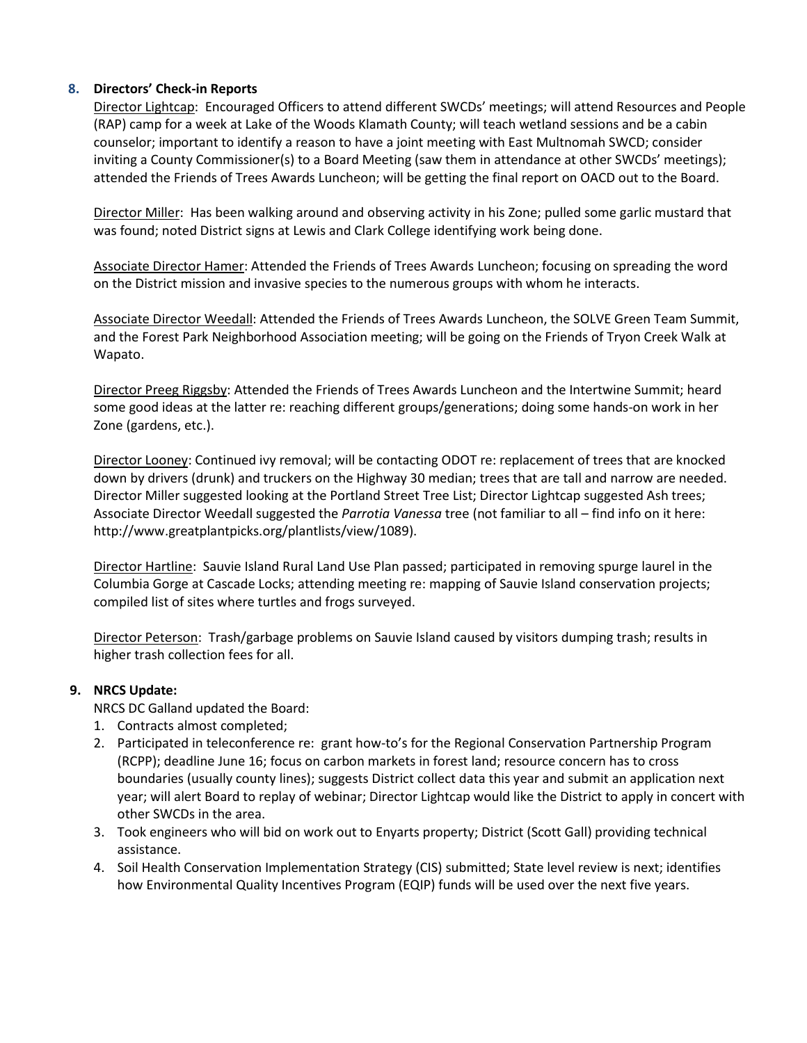**8. Directors' Check-in Reports**

Director Lightcap: Encouraged Officers to attend different SWCDs' meetings; will attend Resources and People (RAP) camp for a week at Lake of the Woods Klamath County; will teach wetland sessions and be a cabin counselor; important to identify a reason to have a joint meeting with East Multnomah SWCD; consider inviting a County Commissioner(s) to a Board Meeting (saw them in attendance at other SWCDs' meetings); attended the Friends of Trees Awards Luncheon; will be getting the final report on OACD out to the Board.

Director Miller: Has been walking around and observing activity in his Zone; pulled some garlic mustard that was found; noted District signs at Lewis and Clark College identifying work being done.

Associate Director Hamer: Attended the Friends of Trees Awards Luncheon; focusing on spreading the word on the District mission and invasive species to the numerous groups with whom he interacts.

Associate Director Weedall: Attended the Friends of Trees Awards Luncheon, the SOLVE Green Team Summit, and the Forest Park Neighborhood Association meeting; will be going on the Friends of Tryon Creek Walk at Wapato.

Director Preeg Riggsby: Attended the Friends of Trees Awards Luncheon and the Intertwine Summit; heard some good ideas at the latter re: reaching different groups/generations; doing some hands-on work in her Zone (gardens, etc.).

Director Looney: Continued ivy removal; will be contacting ODOT re: replacement of trees that are knocked down by drivers (drunk) and truckers on the Highway 30 median; trees that are tall and narrow are needed. Director Miller suggested looking at the Portland Street Tree List; Director Lightcap suggested Ash trees; Associate Director Weedall suggested the *Parrotia Vanessa* tree (not familiar to all – find info on it here: http://www.greatplantpicks.org/plantlists/view/1089).

Director Hartline: Sauvie Island Rural Land Use Plan passed; participated in removing spurge laurel in the Columbia Gorge at Cascade Locks; attending meeting re: mapping of Sauvie Island conservation projects; compiled list of sites where turtles and frogs surveyed.

Director Peterson: Trash/garbage problems on Sauvie Island caused by visitors dumping trash; results in higher trash collection fees for all.

**9. NRCS Update:**

NRCS DC Galland updated the Board:

1. Contracts almost completed;
2. Participated in teleconference re: grant how-to's for the Regional Conservation Partnership Program (RCPP); deadline June 16; focus on carbon markets in forest land; resource concern has to cross boundaries (usually county lines); suggests District collect data this year and submit an application next year; will alert Board to replay of webinar; Director Lightcap would like the District to apply in concert with other SWCDs in the area.
3. Took engineers who will bid on work out to Enyarts property; District (Scott Gall) providing technical assistance.
4. Soil Health Conservation Implementation Strategy (CIS) submitted; State level review is next; identifies how Environmental Quality Incentives Program (EQIP) funds will be used over the next five years.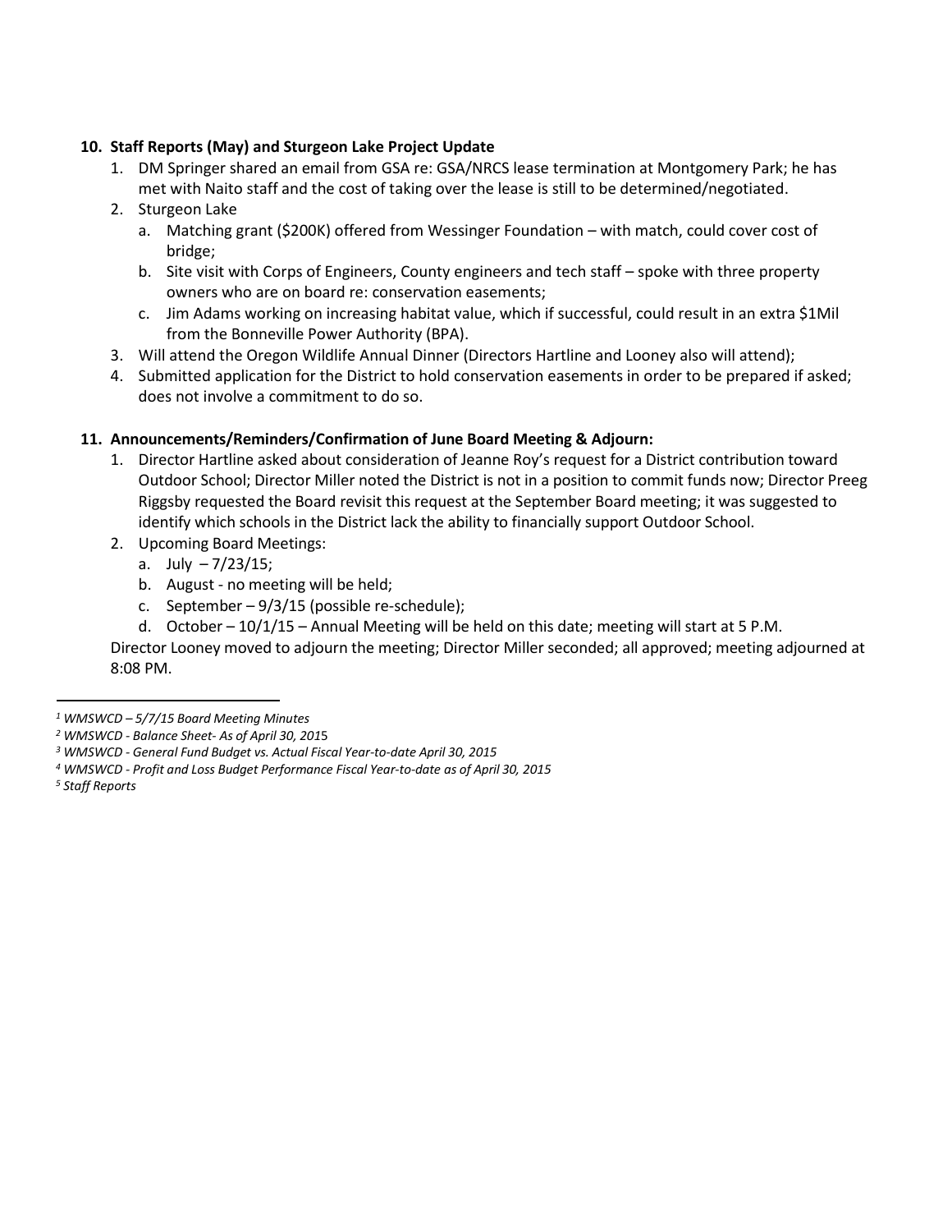**10. Staff Reports (May) and Sturgeon Lake Project Update**

1. DM Springer shared an email from GSA re: GSA/NRCS lease termination at Montgomery Park; he has met with Naito staff and the cost of taking over the lease is still to be determined/negotiated.
2. Sturgeon Lake
   a. Matching grant ($200K) offered from Wessinger Foundation – with match, could cover cost of bridge;
   b. Site visit with Corps of Engineers, County engineers and tech staff – spoke with three property owners who are on board re: conservation easements;
   c. Jim Adams working on increasing habitat value, which if successful, could result in an extra $1Mil from the Bonneville Power Authority (BPA).
3. Will attend the Oregon Wildlife Annual Dinner (Directors Hartline and Looney also will attend);
4. Submitted application for the District to hold conservation easements in order to be prepared if asked; does not involve a commitment to do so.

**11. Announcements/Reminders/Confirmation of June Board Meeting & Adjourn:**

1. Director Hartline asked about consideration of Jeanne Roy's request for a District contribution toward Outdoor School; Director Miller noted the District is not in a position to commit funds now; Director Preeg Riggsby requested the Board revisit this request at the September Board meeting; it was suggested to identify which schools in the District lack the ability to financially support Outdoor School.
2. Upcoming Board Meetings:
   a. July – 7/23/15;
   b. August - no meeting will be held;
   c. September – 9/3/15 (possible re-schedule);
   d. October – 10/1/15 – Annual Meeting will be held on this date; meeting will start at 5 P.M.

Director Looney moved to adjourn the meeting; Director Miller seconded; all approved; meeting adjourned at 8:08 PM.

---

[1] *WMSWCD – 5/7/15 Board Meeting Minutes*
[2] *WMSWCD - Balance Sheet- As of April 30, 2015*
[3] *WMSWCD - General Fund Budget vs. Actual Fiscal Year-to-date April 30, 2015*
[4] *WMSWCD - Profit and Loss Budget Performance Fiscal Year-to-date as of April 30, 2015*
[5] *Staff Reports*